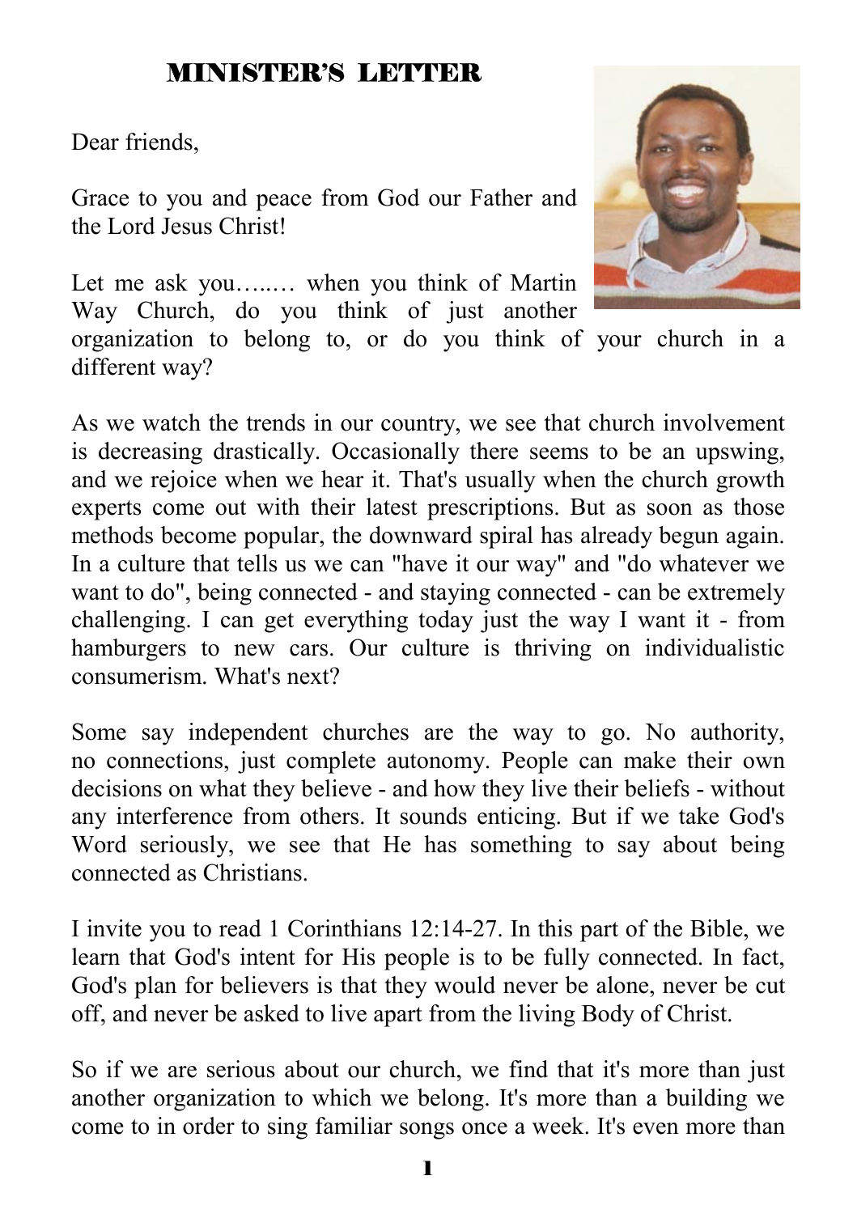# MINISTER'S LETTER

Dear friends,

Grace to you and peace from God our Father and the Lord Jesus Christ!

Let me ask you…..… when you think of Martin Way Church, do you think of just another organization to belong to, or do you think of your church in a different way?

As we watch the trends in our country, we see that church involvement is decreasing drastically. Occasionally there seems to be an upswing, and we rejoice when we hear it. That's usually when the church growth experts come out with their latest prescriptions. But as soon as those methods become popular, the downward spiral has already begun again. In a culture that tells us we can "have it our way" and "do whatever we want to do", being connected - and staying connected - can be extremely challenging. I can get everything today just the way I want it - from hamburgers to new cars. Our culture is thriving on individualistic consumerism. What's next?

Some say independent churches are the way to go. No authority, no connections, just complete autonomy. People can make their own decisions on what they believe - and how they live their beliefs - without any interference from others. It sounds enticing. But if we take God's Word seriously, we see that He has something to say about being connected as Christians.

I invite you to read 1 Corinthians 12:14-27. In this part of the Bible, we learn that God's intent for His people is to be fully connected. In fact, God's plan for believers is that they would never be alone, never be cut off, and never be asked to live apart from the living Body of Christ.

So if we are serious about our church, we find that it's more than just another organization to which we belong. It's more than a building we come to in order to sing familiar songs once a week. It's even more than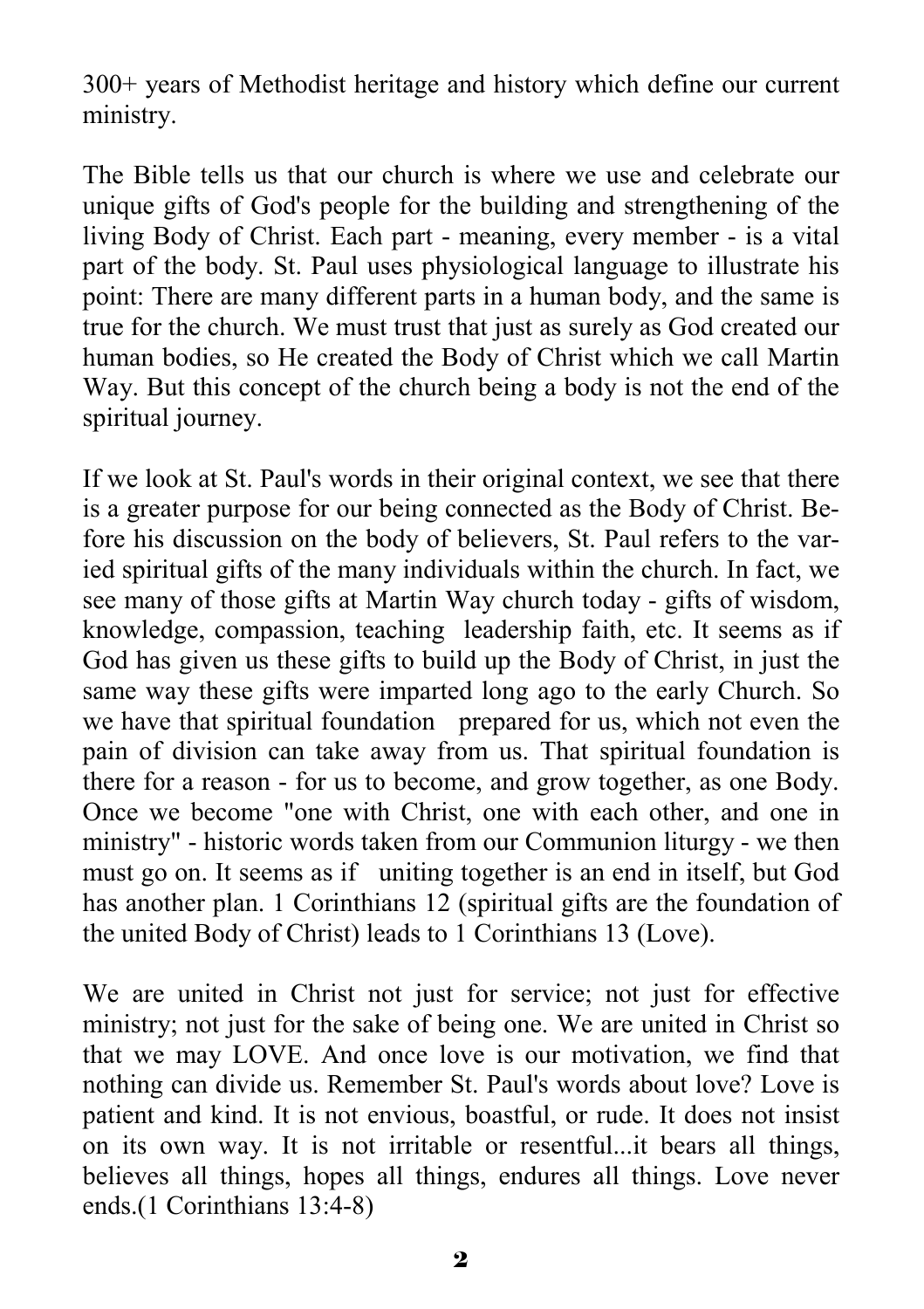300+ years of Methodist heritage and history which define our current ministry.

The Bible tells us that our church is where we use and celebrate our unique gifts of God's people for the building and strengthening of the living Body of Christ. Each part - meaning, every member - is a vital part of the body. St. Paul uses physiological language to illustrate his point: There are many different parts in a human body, and the same is true for the church. We must trust that just as surely as God created our human bodies, so He created the Body of Christ which we call Martin Way. But this concept of the church being a body is not the end of the spiritual journey.

If we look at St. Paul's words in their original context, we see that there is a greater purpose for our being connected as the Body of Christ. Before his discussion on the body of believers, St. Paul refers to the varied spiritual gifts of the many individuals within the church. In fact, we see many of those gifts at Martin Way church today - gifts of wisdom, knowledge, compassion, teaching leadership faith, etc. It seems as if God has given us these gifts to build up the Body of Christ, in just the same way these gifts were imparted long ago to the early Church. So we have that spiritual foundation prepared for us, which not even the pain of division can take away from us. That spiritual foundation is there for a reason - for us to become, and grow together, as one Body. Once we become "one with Christ, one with each other, and one in ministry" - historic words taken from our Communion liturgy - we then must go on. It seems as if uniting together is an end in itself, but God has another plan. 1 Corinthians 12 (spiritual gifts are the foundation of the united Body of Christ) leads to 1 Corinthians 13 (Love).

We are united in Christ not just for service; not just for effective ministry; not just for the sake of being one. We are united in Christ so that we may LOVE. And once love is our motivation, we find that nothing can divide us. Remember St. Paul's words about love? Love is patient and kind. It is not envious, boastful, or rude. It does not insist on its own way. It is not irritable or resentful...it bears all things, believes all things, hopes all things, endures all things. Love never ends.(1 Corinthians 13:4-8)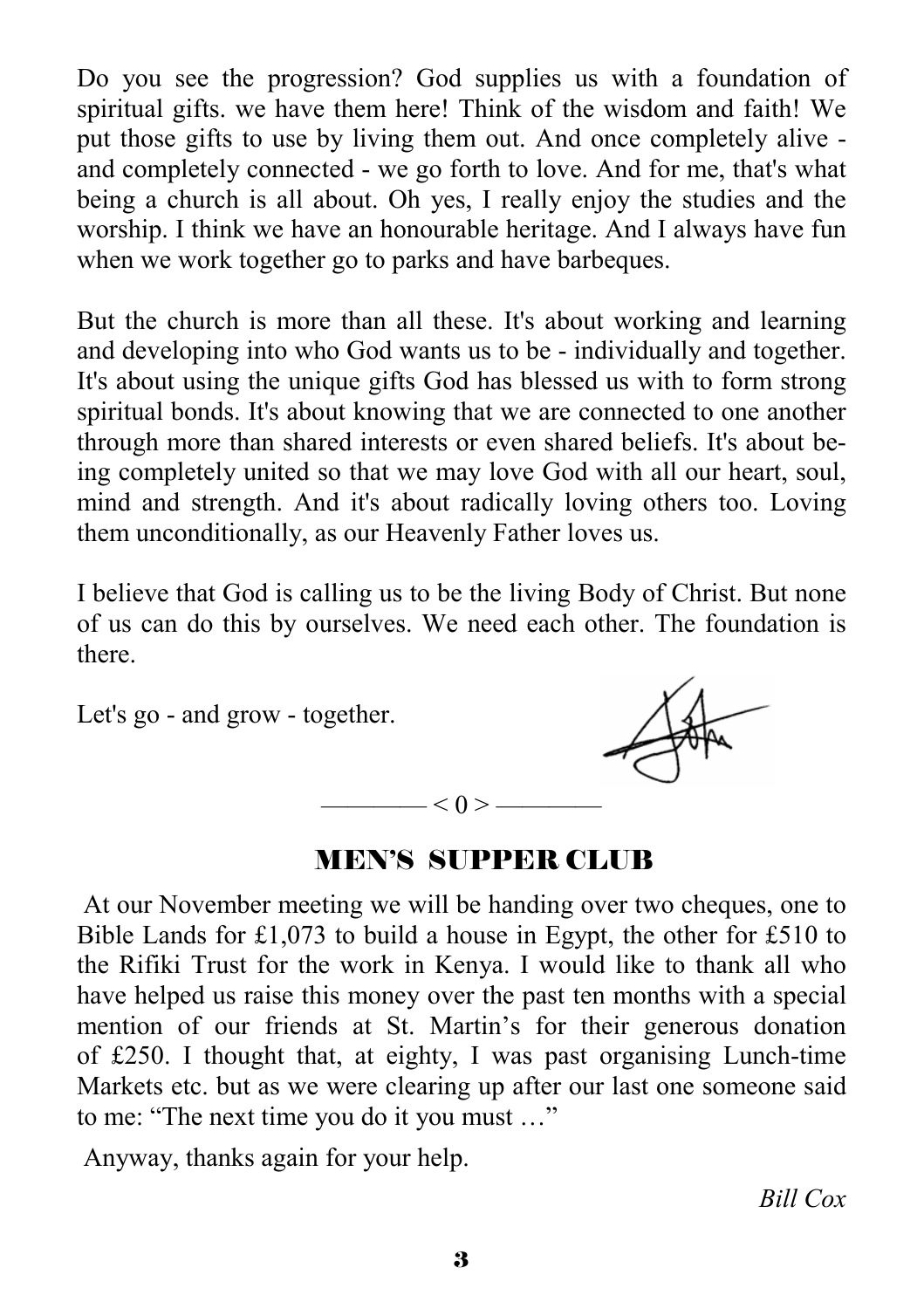Do you see the progression? God supplies us with a foundation of spiritual gifts. we have them here! Think of the wisdom and faith! We put those gifts to use by living them out. And once completely alive - and completely connected - we go forth to love. And for me, that's what being a church is all about. Oh yes, I really enjoy the studies and the worship. I think we have an honourable heritage. And I always have fun when we work together go to parks and have barbeques.

But the church is more than all these. It's about working and learning and developing into who God wants us to be - individually and together. It's about using the unique gifts God has blessed us with to form strong spiritual bonds. It's about knowing that we are connected to one another through more than shared interests or even shared beliefs. It's about being completely united so that we may love God with all our heart, soul, mind and strength. And it's about radically loving others too. Loving them unconditionally, as our Heavenly Father loves us.

I believe that God is calling us to be the living Body of Christ. But none of us can do this by ourselves. We need each other. The foundation is there.

Let's go - and grow - together.

———— < 0 > ————

## MEN'S SUPPER CLUB

At our November meeting we will be handing over two cheques, one to Bible Lands for £1,073 to build a house in Egypt, the other for £510 to the Rifiki Trust for the work in Kenya. I would like to thank all who have helped us raise this money over the past ten months with a special mention of our friends at St. Martin's for their generous donation of £250. I thought that, at eighty, I was past organising Lunch-time Markets etc. but as we were clearing up after our last one someone said to me: "The next time you do it you must …"

Anyway, thanks again for your help.

*Bill Cox*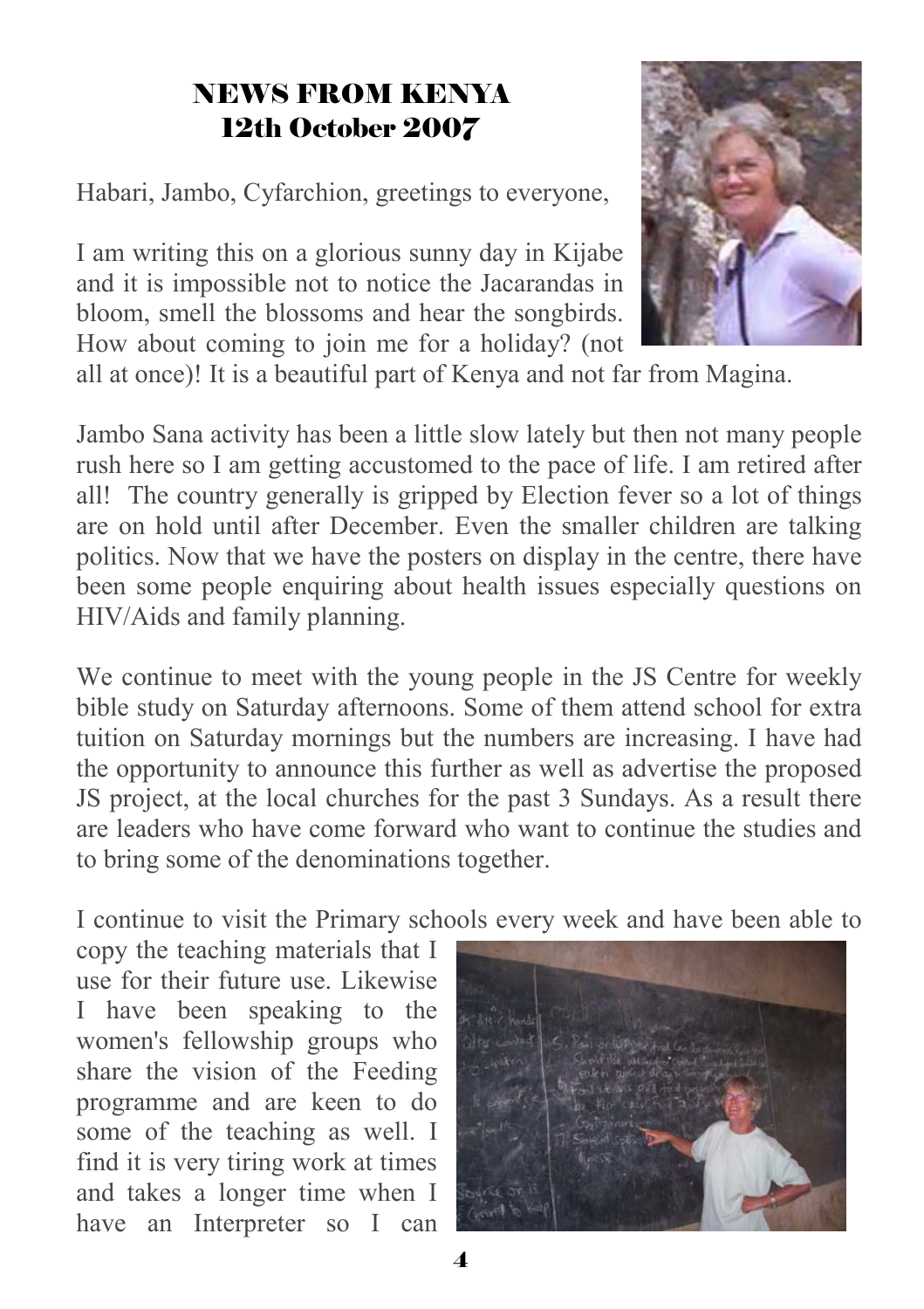## NEWS FROM KENYA
## 12th October 2007

Habari, Jambo, Cyfarchion, greetings to everyone,

I am writing this on a glorious sunny day in Kijabe and it is impossible not to notice the Jacarandas in bloom, smell the blossoms and hear the songbirds. How about coming to join me for a holiday? (not all at once)! It is a beautiful part of Kenya and not far from Magina.

Jambo Sana activity has been a little slow lately but then not many people rush here so I am getting accustomed to the pace of life. I am retired after all! The country generally is gripped by Election fever so a lot of things are on hold until after December. Even the smaller children are talking politics. Now that we have the posters on display in the centre, there have been some people enquiring about health issues especially questions on HIV/Aids and family planning.

We continue to meet with the young people in the JS Centre for weekly bible study on Saturday afternoons. Some of them attend school for extra tuition on Saturday mornings but the numbers are increasing. I have had the opportunity to announce this further as well as advertise the proposed JS project, at the local churches for the past 3 Sundays. As a result there are leaders who have come forward who want to continue the studies and to bring some of the denominations together.

I continue to visit the Primary schools every week and have been able to copy the teaching materials that I use for their future use. Likewise I have been speaking to the women's fellowship groups who share the vision of the Feeding programme and are keen to do some of the teaching as well. I find it is very tiring work at times and takes a longer time when I have an Interpreter so I can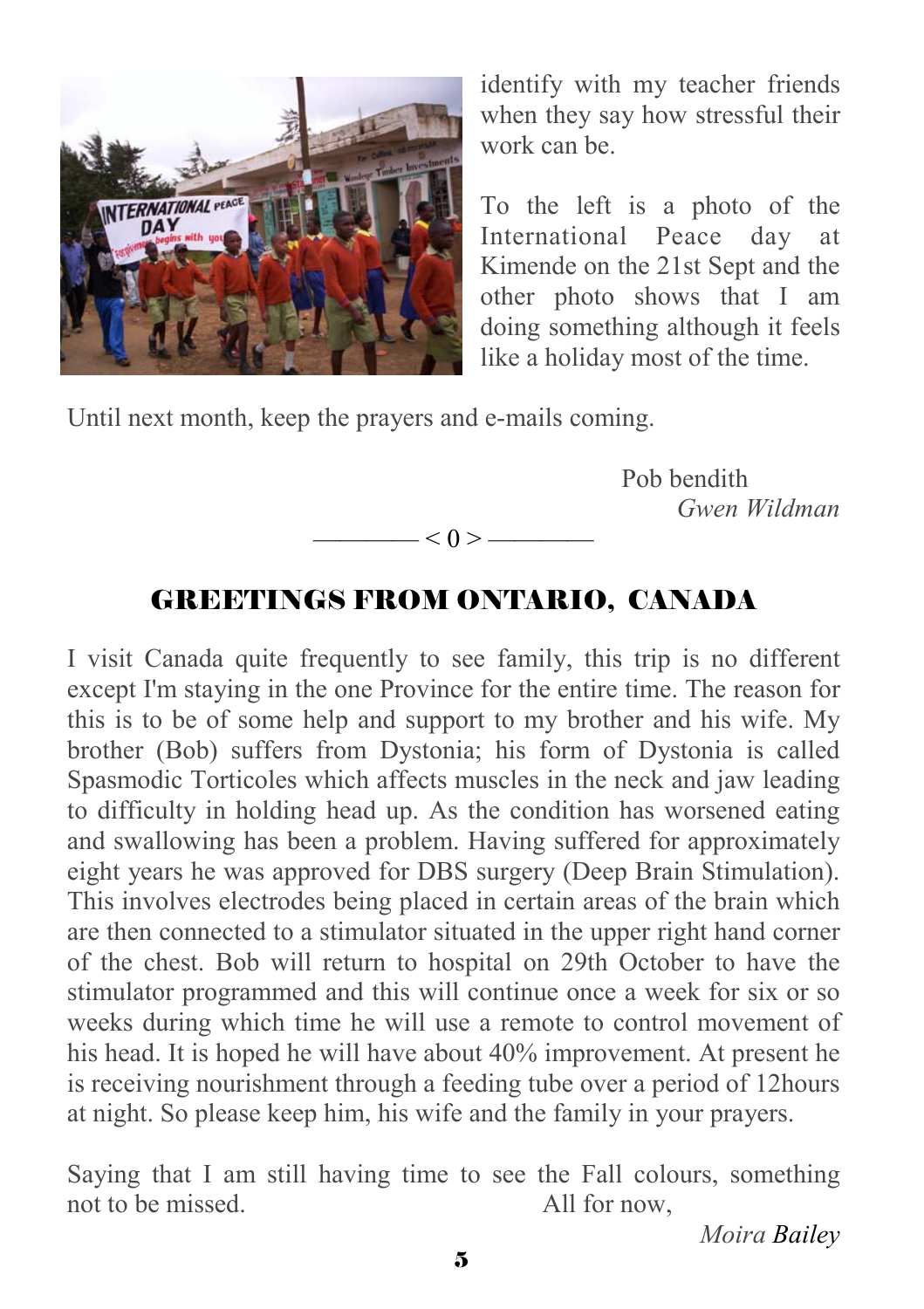identify with my teacher friends when they say how stressful their work can be.

To the left is a photo of the International Peace day at Kimende on the 21st Sept and the other photo shows that I am doing something although it feels like a holiday most of the time.

Until next month, keep the prayers and e-mails coming.

Pob bendith
*Gwen Wildman*

———— < 0 > ————

## GREETINGS FROM ONTARIO, CANADA

I visit Canada quite frequently to see family, this trip is no different except I'm staying in the one Province for the entire time. The reason for this is to be of some help and support to my brother and his wife. My brother (Bob) suffers from Dystonia; his form of Dystonia is called Spasmodic Torticoles which affects muscles in the neck and jaw leading to difficulty in holding head up. As the condition has worsened eating and swallowing has been a problem. Having suffered for approximately eight years he was approved for DBS surgery (Deep Brain Stimulation). This involves electrodes being placed in certain areas of the brain which are then connected to a stimulator situated in the upper right hand corner of the chest. Bob will return to hospital on 29th October to have the stimulator programmed and this will continue once a week for six or so weeks during which time he will use a remote to control movement of his head. It is hoped he will have about 40% improvement. At present he is receiving nourishment through a feeding tube over a period of 12hours at night. So please keep him, his wife and the family in your prayers.

Saying that I am still having time to see the Fall colours, something not to be missed. All for now,

*Moira Bailey*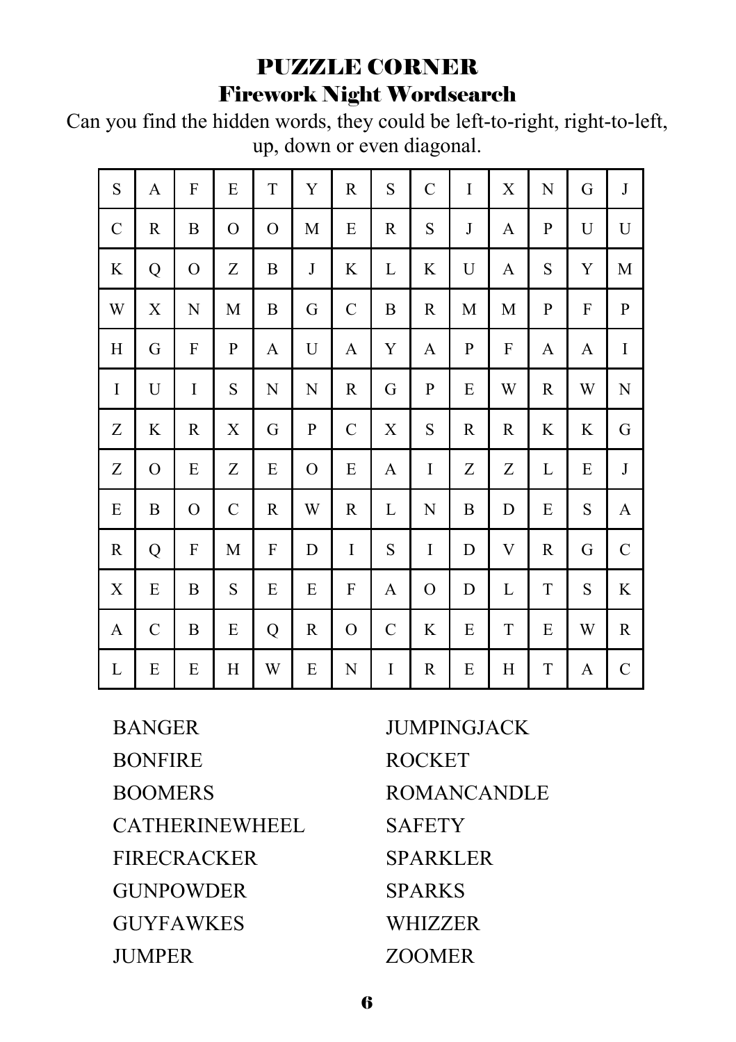# PUZZLE CORNER

## Firework Night Wordsearch

Can you find the hidden words, they could be left-to-right, right-to-left, up, down or even diagonal.

| | | | | | | | | | | | | | |
|---|---|---|---|---|---|---|---|---|---|---|---|---|---|
| S | A | F | E | T | Y | R | S | C | I | X | N | G | J |
| C | R | B | O | O | M | E | R | S | J | A | P | U | U |
| K | Q | O | Z | B | J | K | L | K | U | A | S | Y | M |
| W | X | N | M | B | G | C | B | R | M | M | P | F | P |
| H | G | F | P | A | U | A | Y | A | P | F | A | A | I |
| I | U | I | S | N | N | R | G | P | E | W | R | W | N |
| Z | K | R | X | G | P | C | X | S | R | R | K | K | G |
| Z | O | E | Z | E | O | E | A | I | Z | Z | L | E | J |
| E | B | O | C | R | W | R | L | N | B | D | E | S | A |
| R | Q | F | M | F | D | I | S | I | D | V | R | G | C |
| X | E | B | S | E | E | F | A | O | D | L | T | S | K |
| A | C | B | E | Q | R | O | C | K | E | T | E | W | R |
| L | E | E | H | W | E | N | I | R | E | H | T | A | C |

BANGER

BONFIRE

BOOMERS

CATHERINEWHEEL

FIRECRACKER

GUNPOWDER

GUYFAWKES

JUMPER

JUMPINGJACK

ROCKET

ROMANCANDLE

SAFETY

SPARKLER

SPARKS

WHIZZER

ZOOMER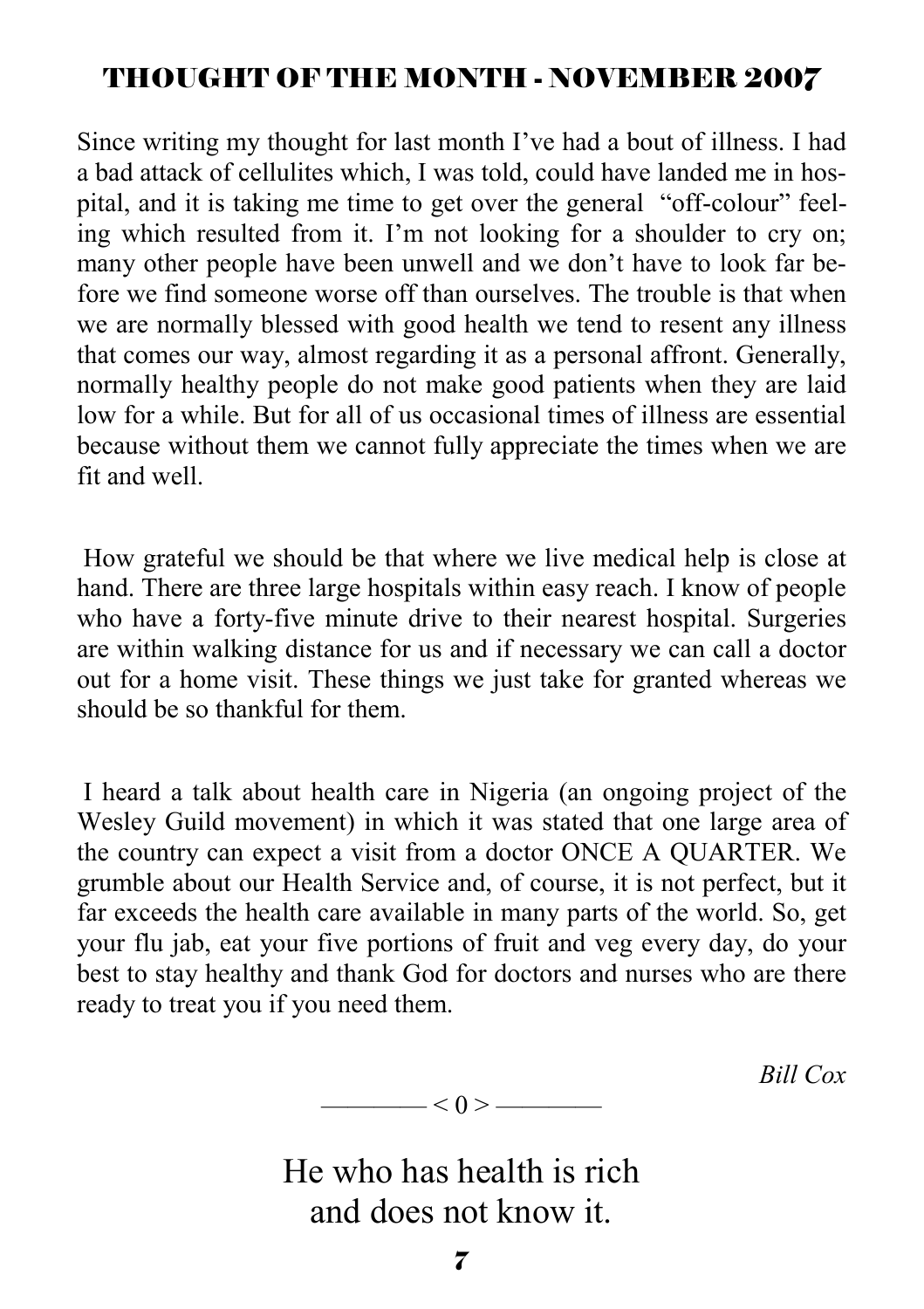## THOUGHT OF THE MONTH - NOVEMBER 2007

Since writing my thought for last month I've had a bout of illness. I had a bad attack of cellulites which, I was told, could have landed me in hospital, and it is taking me time to get over the general "off-colour" feeling which resulted from it. I'm not looking for a shoulder to cry on; many other people have been unwell and we don't have to look far before we find someone worse off than ourselves. The trouble is that when we are normally blessed with good health we tend to resent any illness that comes our way, almost regarding it as a personal affront. Generally, normally healthy people do not make good patients when they are laid low for a while. But for all of us occasional times of illness are essential because without them we cannot fully appreciate the times when we are fit and well.

How grateful we should be that where we live medical help is close at hand. There are three large hospitals within easy reach. I know of people who have a forty-five minute drive to their nearest hospital. Surgeries are within walking distance for us and if necessary we can call a doctor out for a home visit. These things we just take for granted whereas we should be so thankful for them.

I heard a talk about health care in Nigeria (an ongoing project of the Wesley Guild movement) in which it was stated that one large area of the country can expect a visit from a doctor ONCE A QUARTER. We grumble about our Health Service and, of course, it is not perfect, but it far exceeds the health care available in many parts of the world. So, get your flu jab, eat your five portions of fruit and veg every day, do your best to stay healthy and thank God for doctors and nurses who are there ready to treat you if you need them.

*Bill Cox*

———— < 0 > ————

He who has health is rich
and does not know it.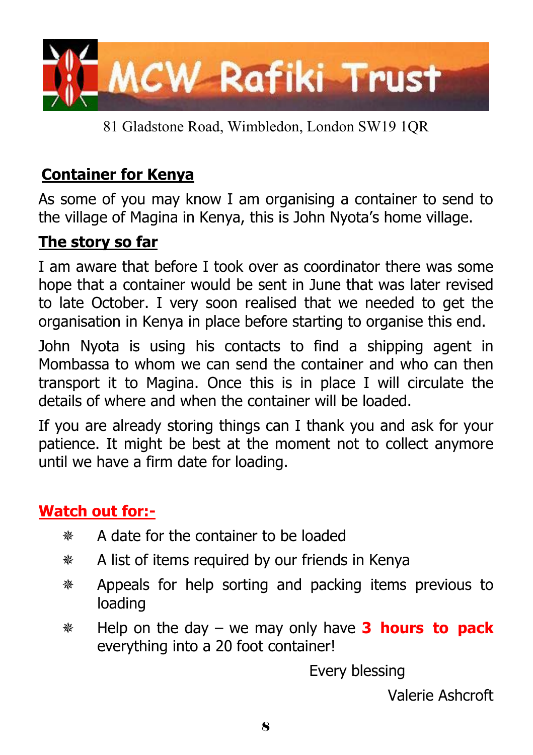# MCW Rafiki Trust

81 Gladstone Road, Wimbledon, London SW19 1QR

## Container for Kenya

As some of you may know I am organising a container to send to the village of Magina in Kenya, this is John Nyota's home village.

## The story so far

I am aware that before I took over as coordinator there was some hope that a container would be sent in June that was later revised to late October. I very soon realised that we needed to get the organisation in Kenya in place before starting to organise this end.

John Nyota is using his contacts to find a shipping agent in Mombassa to whom we can send the container and who can then transport it to Magina. Once this is in place I will circulate the details of where and when the container will be loaded.

If you are already storing things can I thank you and ask for your patience. It might be best at the moment not to collect anymore until we have a firm date for loading.

## Watch out for:-

- A date for the container to be loaded
- A list of items required by our friends in Kenya
- Appeals for help sorting and packing items previous to loading
- Help on the day – we may only have **3 hours to pack** everything into a 20 foot container!

Every blessing

Valerie Ashcroft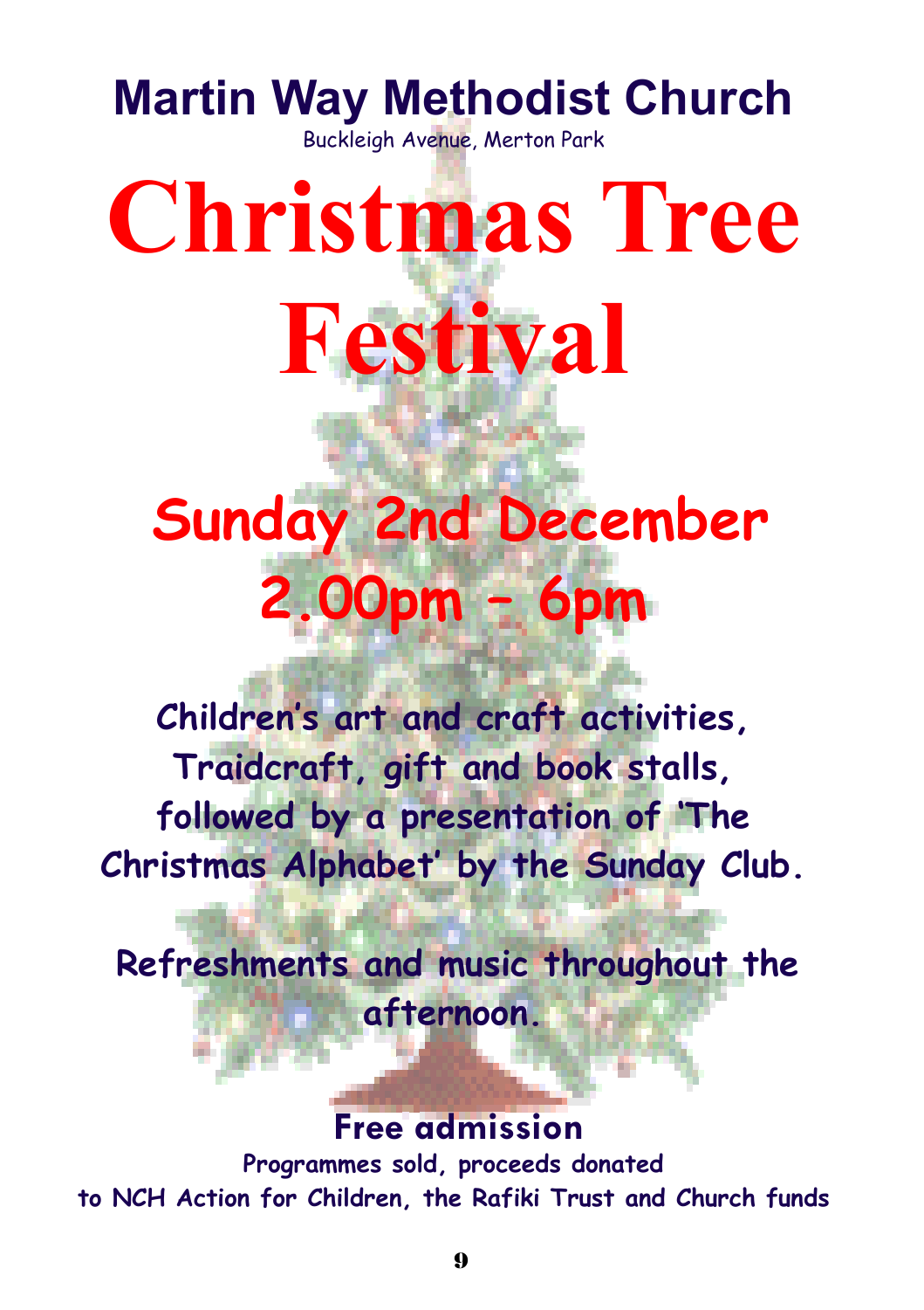# Martin Way Methodist Church

Buckleigh Avenue, Merton Park

# Christmas Tree Festival

## Sunday 2nd December 2.00pm – 6pm

**Children's art and craft activities, Traidcraft, gift and book stalls, followed by a presentation of 'The Christmas Alphabet' by the Sunday Club.**

**Refreshments and music throughout the afternoon.**

**Free admission**

**Programmes sold, proceeds donated to NCH Action for Children, the Rafiki Trust and Church funds**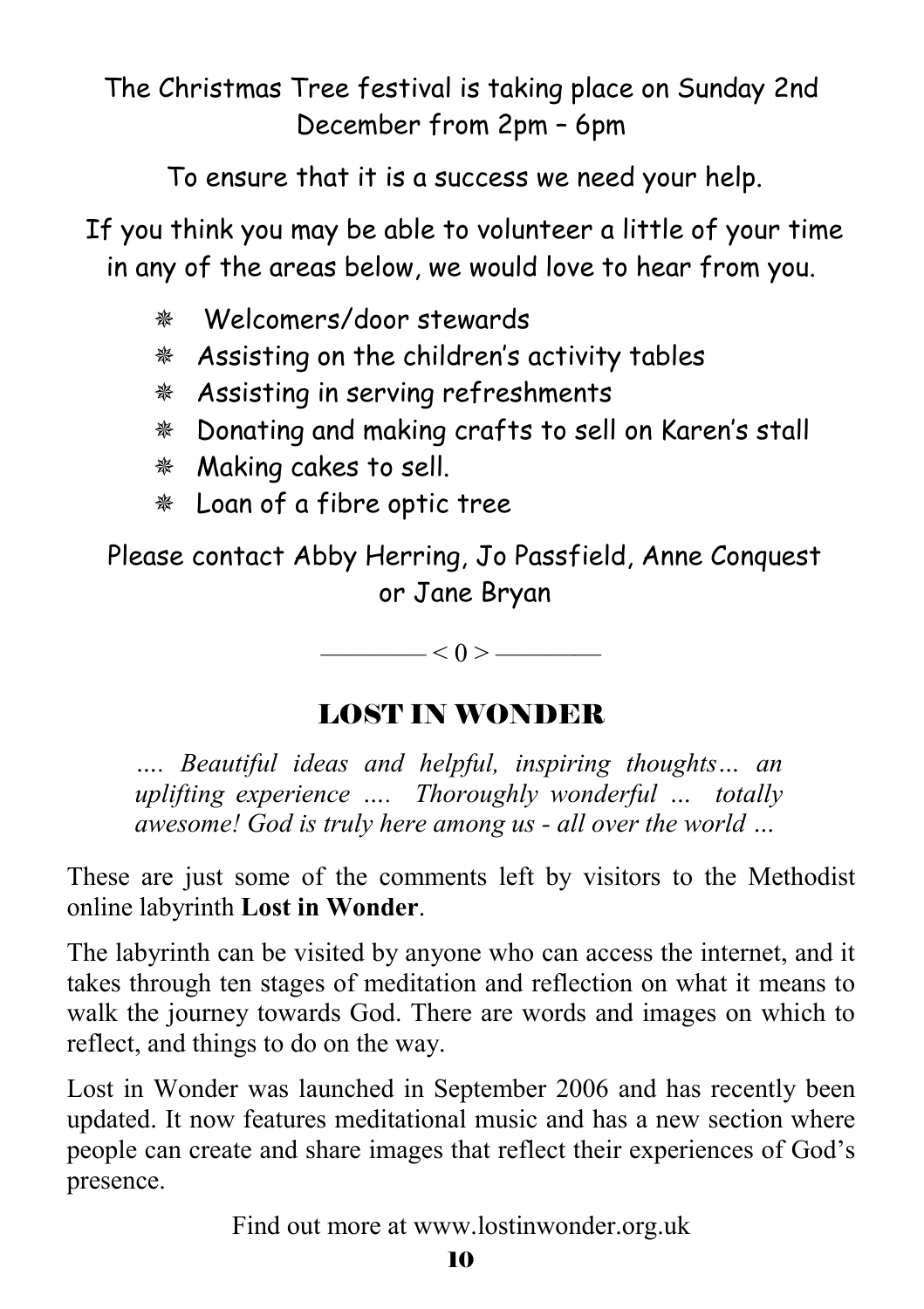The Christmas Tree festival is taking place on Sunday 2nd December from 2pm – 6pm

To ensure that it is a success we need your help.

If you think you may be able to volunteer a little of your time in any of the areas below, we would love to hear from you.

- Welcomers/door stewards
- Assisting on the children's activity tables
- Assisting in serving refreshments
- Donating and making crafts to sell on Karen's stall
- Making cakes to sell.
- Loan of a fibre optic tree

Please contact Abby Herring, Jo Passfield, Anne Conquest or Jane Bryan

———— < 0 > ————

## LOST IN WONDER

*…. Beautiful ideas and helpful, inspiring thoughts… an uplifting experience …. Thoroughly wonderful … totally awesome! God is truly here among us - all over the world …*

These are just some of the comments left by visitors to the Methodist online labyrinth **Lost in Wonder**.

The labyrinth can be visited by anyone who can access the internet, and it takes through ten stages of meditation and reflection on what it means to walk the journey towards God. There are words and images on which to reflect, and things to do on the way.

Lost in Wonder was launched in September 2006 and has recently been updated. It now features meditational music and has a new section where people can create and share images that reflect their experiences of God's presence.

Find out more at www.lostinwonder.org.uk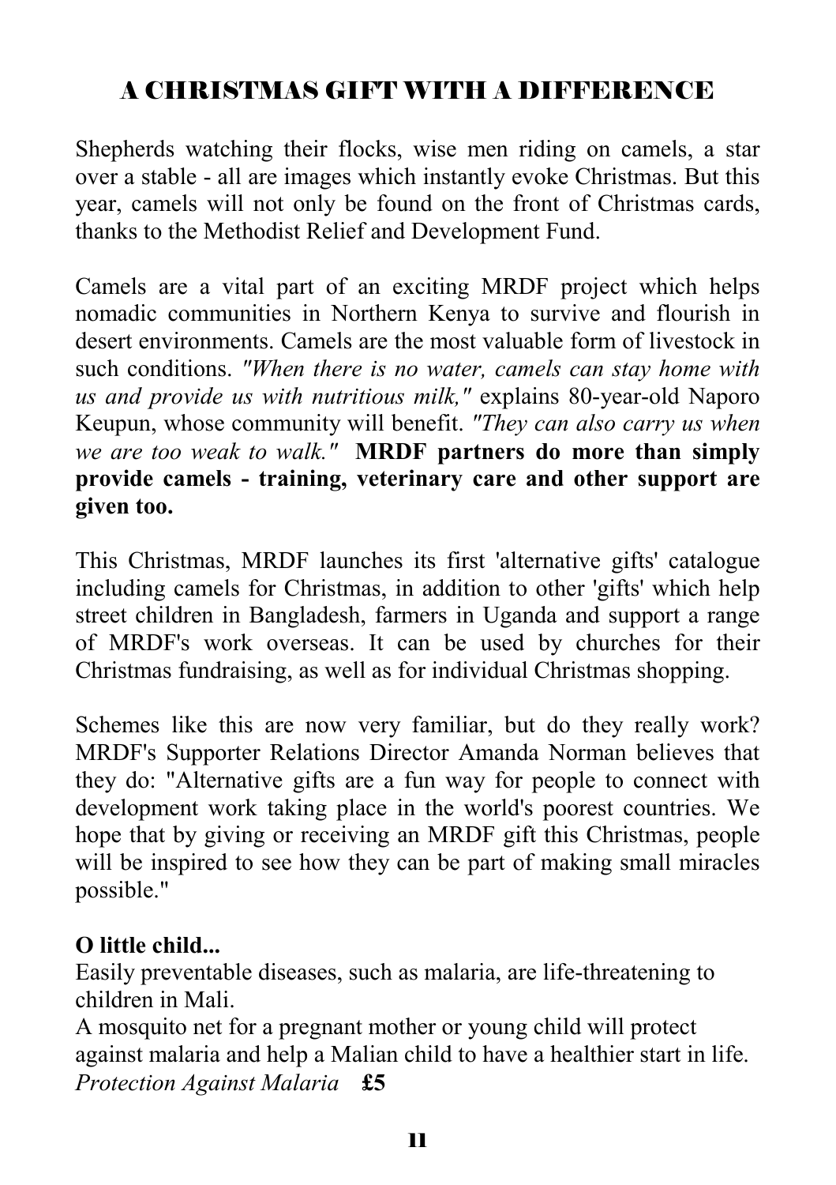# A CHRISTMAS GIFT WITH A DIFFERENCE

Shepherds watching their flocks, wise men riding on camels, a star over a stable - all are images which instantly evoke Christmas. But this year, camels will not only be found on the front of Christmas cards, thanks to the Methodist Relief and Development Fund.

Camels are a vital part of an exciting MRDF project which helps nomadic communities in Northern Kenya to survive and flourish in desert environments. Camels are the most valuable form of livestock in such conditions. *"When there is no water, camels can stay home with us and provide us with nutritious milk,"* explains 80-year-old Naporo Keupun, whose community will benefit. *"They can also carry us when we are too weak to walk."* **MRDF partners do more than simply provide camels - training, veterinary care and other support are given too.**

This Christmas, MRDF launches its first 'alternative gifts' catalogue including camels for Christmas, in addition to other 'gifts' which help street children in Bangladesh, farmers in Uganda and support a range of MRDF's work overseas. It can be used by churches for their Christmas fundraising, as well as for individual Christmas shopping.

Schemes like this are now very familiar, but do they really work? MRDF's Supporter Relations Director Amanda Norman believes that they do: "Alternative gifts are a fun way for people to connect with development work taking place in the world's poorest countries. We hope that by giving or receiving an MRDF gift this Christmas, people will be inspired to see how they can be part of making small miracles possible."

**O little child...**

Easily preventable diseases, such as malaria, are life-threatening to children in Mali.

A mosquito net for a pregnant mother or young child will protect against malaria and help a Malian child to have a healthier start in life.

*Protection Against Malaria* **£5**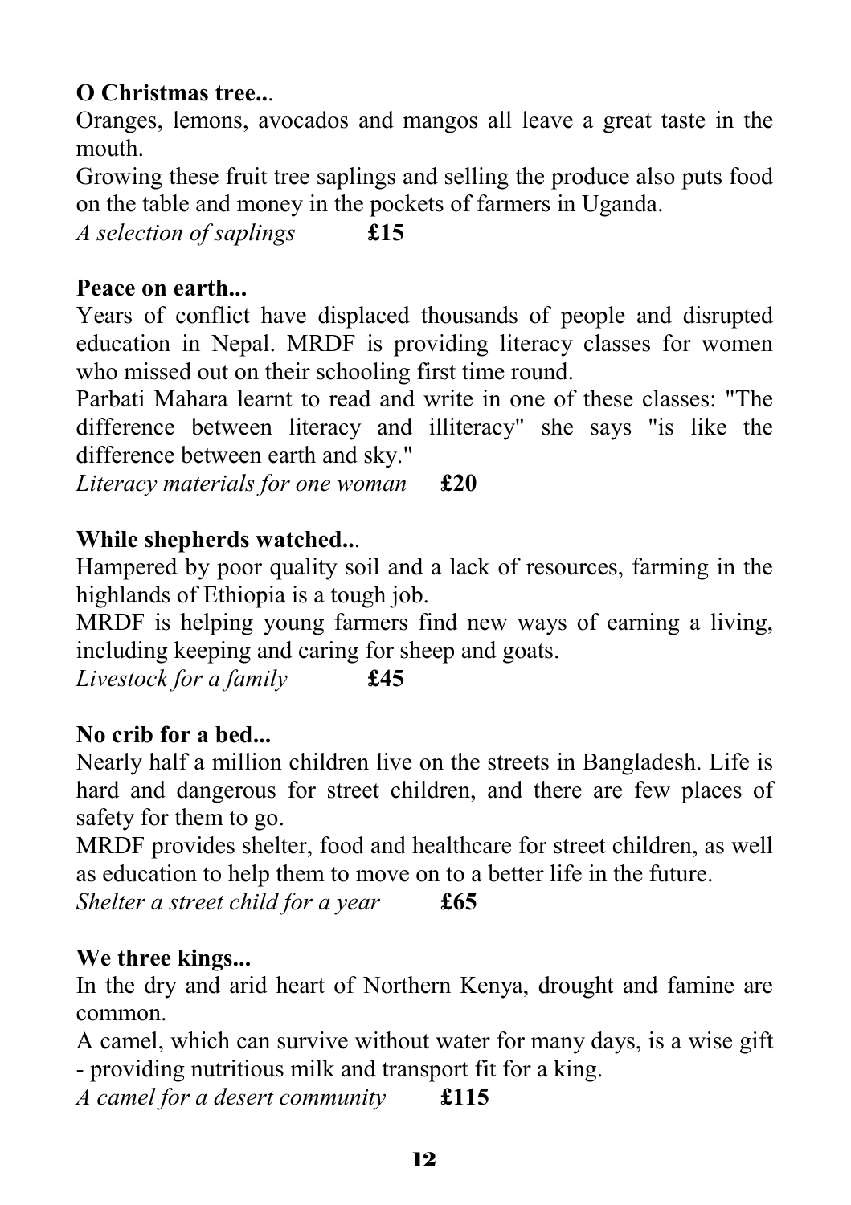**O Christmas tree...**

Oranges, lemons, avocados and mangos all leave a great taste in the mouth.

Growing these fruit tree saplings and selling the produce also puts food on the table and money in the pockets of farmers in Uganda.

*A selection of saplings* **£15**

**Peace on earth...**

Years of conflict have displaced thousands of people and disrupted education in Nepal. MRDF is providing literacy classes for women who missed out on their schooling first time round.

Parbati Mahara learnt to read and write in one of these classes: "The difference between literacy and illiteracy" she says "is like the difference between earth and sky."

*Literacy materials for one woman* **£20**

**While shepherds watched...**

Hampered by poor quality soil and a lack of resources, farming in the highlands of Ethiopia is a tough job.

MRDF is helping young farmers find new ways of earning a living, including keeping and caring for sheep and goats.

*Livestock for a family* **£45**

**No crib for a bed...**

Nearly half a million children live on the streets in Bangladesh. Life is hard and dangerous for street children, and there are few places of safety for them to go.

MRDF provides shelter, food and healthcare for street children, as well as education to help them to move on to a better life in the future.

*Shelter a street child for a year* **£65**

**We three kings...**

In the dry and arid heart of Northern Kenya, drought and famine are common.

A camel, which can survive without water for many days, is a wise gift - providing nutritious milk and transport fit for a king.

*A camel for a desert community* **£115**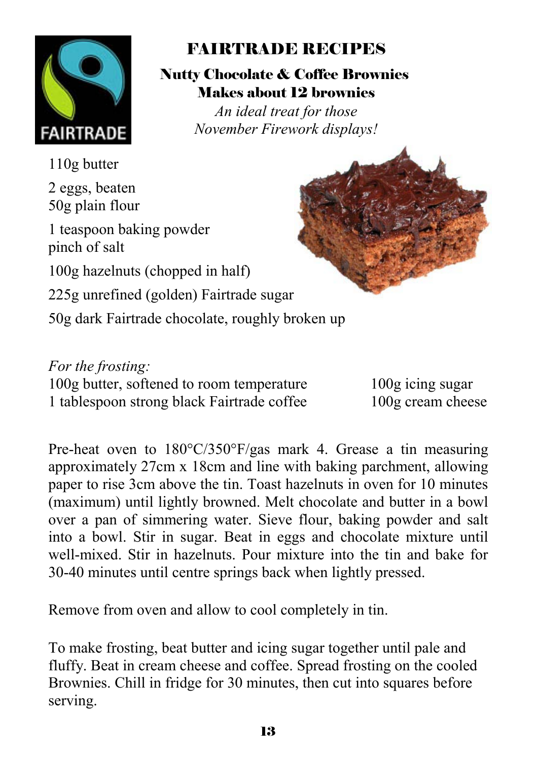# FAIRTRADE RECIPES

## Nutty Chocolate & Coffee Brownies

**Makes about 12 brownies**

*An ideal treat for those November Firework displays!*

110g butter

2 eggs, beaten
50g plain flour

1 teaspoon baking powder
pinch of salt

100g hazelnuts (chopped in half)

225g unrefined (golden) Fairtrade sugar

50g dark Fairtrade chocolate, roughly broken up

*For the frosting:*

100g butter, softened to room temperature
1 tablespoon strong black Fairtrade coffee
100g icing sugar
100g cream cheese

Pre-heat oven to 180°C/350°F/gas mark 4. Grease a tin measuring approximately 27cm x 18cm and line with baking parchment, allowing paper to rise 3cm above the tin. Toast hazelnuts in oven for 10 minutes (maximum) until lightly browned. Melt chocolate and butter in a bowl over a pan of simmering water. Sieve flour, baking powder and salt into a bowl. Stir in sugar. Beat in eggs and chocolate mixture until well-mixed. Stir in hazelnuts. Pour mixture into the tin and bake for 30-40 minutes until centre springs back when lightly pressed.

Remove from oven and allow to cool completely in tin.

To make frosting, beat butter and icing sugar together until pale and fluffy. Beat in cream cheese and coffee. Spread frosting on the cooled Brownies. Chill in fridge for 30 minutes, then cut into squares before serving.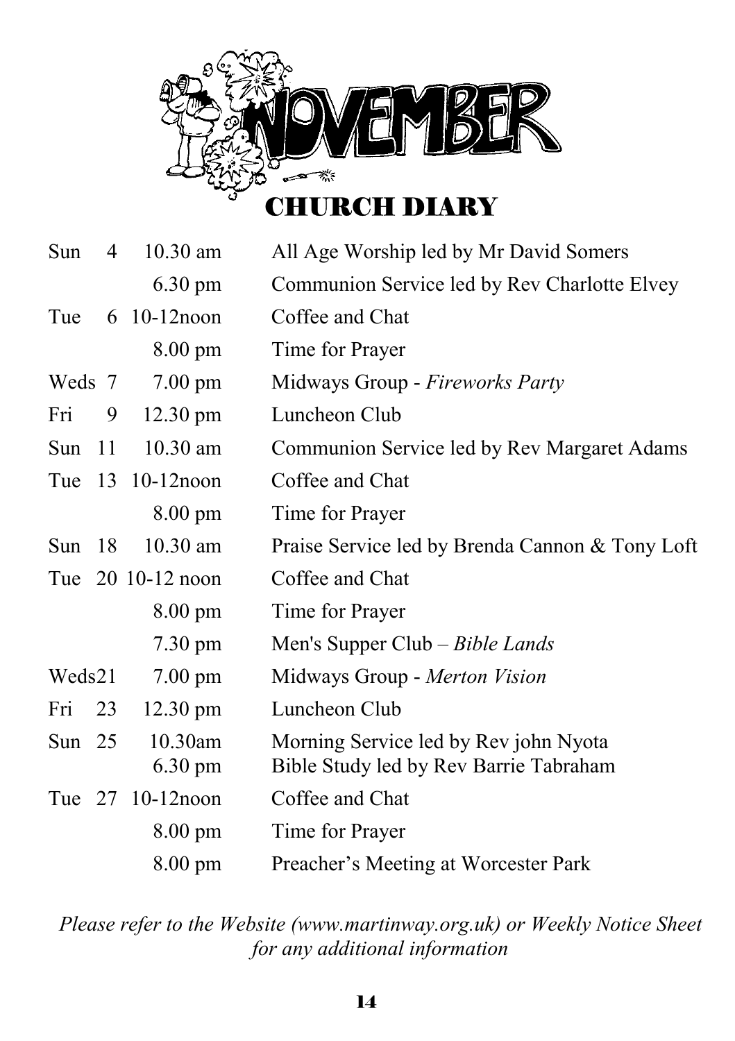# NOVEMBER

## CHURCH DIARY

| | | | |
|---|---|---|---|
| Sun | 4 | 10.30 am | All Age Worship led by Mr David Somers |
| | | 6.30 pm | Communion Service led by Rev Charlotte Elvey |
| Tue | 6 | 10-12noon | Coffee and Chat |
| | | 8.00 pm | Time for Prayer |
| Weds | 7 | 7.00 pm | Midways Group - *Fireworks Party* |
| Fri | 9 | 12.30 pm | Luncheon Club |
| Sun | 11 | 10.30 am | Communion Service led by Rev Margaret Adams |
| Tue | 13 | 10-12noon | Coffee and Chat |
| | | 8.00 pm | Time for Prayer |
| Sun | 18 | 10.30 am | Praise Service led by Brenda Cannon & Tony Loft |
| Tue | 20 | 10-12 noon | Coffee and Chat |
| | | 8.00 pm | Time for Prayer |
| | | 7.30 pm | Men's Supper Club – *Bible Lands* |
| Weds | 21 | 7.00 pm | Midways Group - *Merton Vision* |
| Fri | 23 | 12.30 pm | Luncheon Club |
| Sun | 25 | 10.30am | Morning Service led by Rev john Nyota |
| | | 6.30 pm | Bible Study led by Rev Barrie Tabraham |
| Tue | 27 | 10-12noon | Coffee and Chat |
| | | 8.00 pm | Time for Prayer |
| | | 8.00 pm | Preacher's Meeting at Worcester Park |

*Please refer to the Website (www.martinway.org.uk) or Weekly Notice Sheet for any additional information*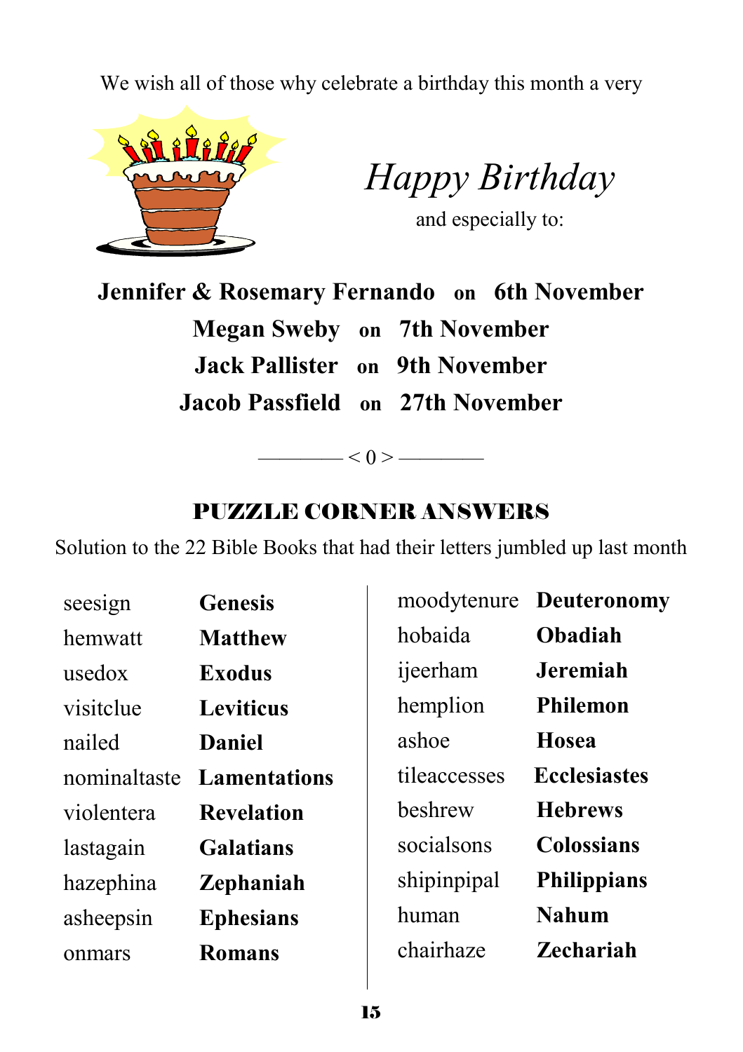We wish all of those why celebrate a birthday this month a very

*Happy Birthday*

and especially to:

**Jennifer & Rosemary Fernando on 6th November**
**Megan Sweby on 7th November**
**Jack Pallister on 9th November**
**Jacob Passfield on 27th November**

———— < 0 > ————

## PUZZLE CORNER ANSWERS

Solution to the 22 Bible Books that had their letters jumbled up last month

| Jumbled | Answer |
|---|---|
| seesign | **Genesis** |
| hemwatt | **Matthew** |
| usedox | **Exodus** |
| visitclue | **Leviticus** |
| nailed | **Daniel** |
| nominaltaste | **Lamentations** |
| violentera | **Revelation** |
| lastagain | **Galatians** |
| hazephina | **Zephaniah** |
| asheepsin | **Ephesians** |
| onmars | **Romans** |
| moodytenure | **Deuteronomy** |
| hobaida | **Obadiah** |
| ijeerham | **Jeremiah** |
| hemplion | **Philemon** |
| ashoe | **Hosea** |
| tileaccesses | **Ecclesiastes** |
| beshrew | **Hebrews** |
| socialsons | **Colossians** |
| shipinpipal | **Philippians** |
| human | **Nahum** |
| chairhaze | **Zechariah** |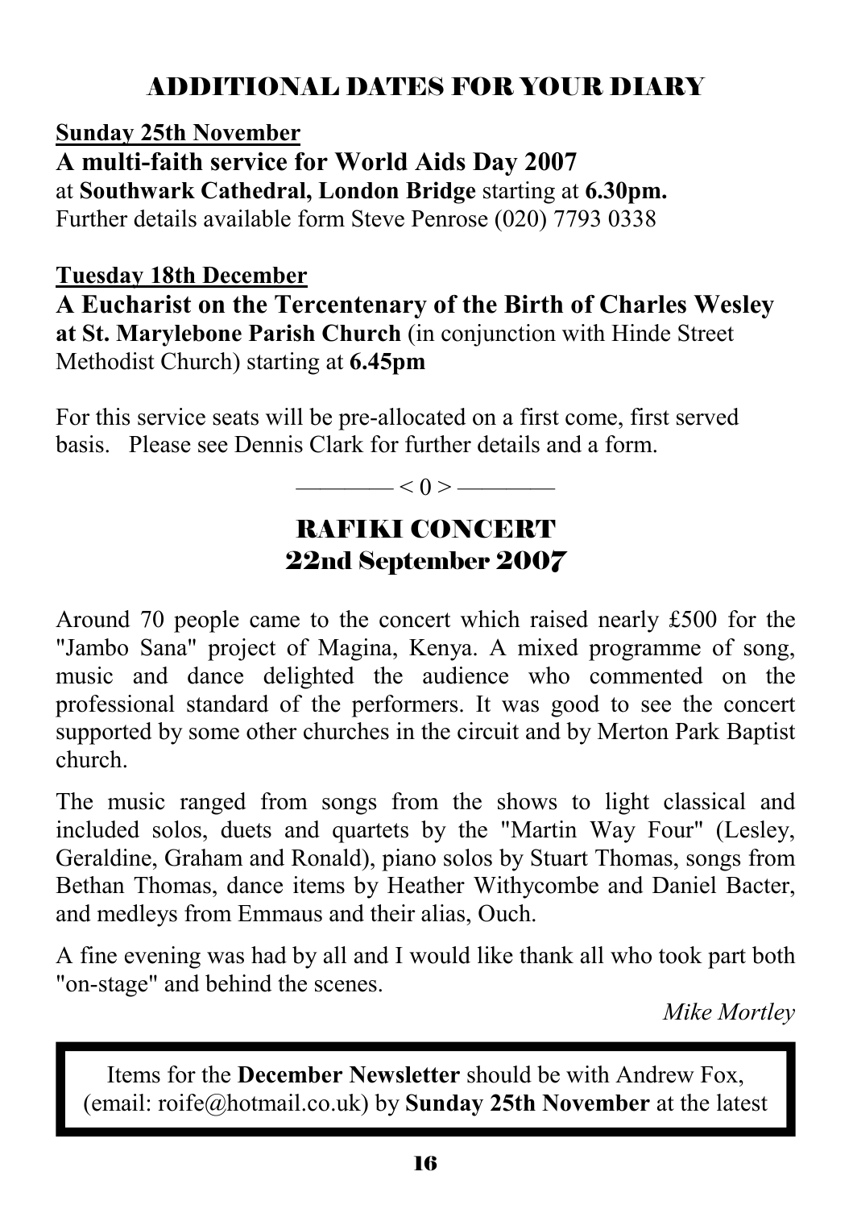# ADDITIONAL DATES FOR YOUR DIARY

**Sunday 25th November**

**A multi-faith service for World Aids Day 2007**
at **Southwark Cathedral, London Bridge** starting at **6.30pm.**
Further details available form Steve Penrose (020) 7793 0338

**Tuesday 18th December**

**A Eucharist on the Tercentenary of the Birth of Charles Wesley**
**at St. Marylebone Parish Church** (in conjunction with Hinde Street Methodist Church) starting at **6.45pm**

For this service seats will be pre-allocated on a first come, first served basis. Please see Dennis Clark for further details and a form.

———— < 0 > ————

## RAFIKI CONCERT
## 22nd September 2007

Around 70 people came to the concert which raised nearly £500 for the "Jambo Sana" project of Magina, Kenya. A mixed programme of song, music and dance delighted the audience who commented on the professional standard of the performers. It was good to see the concert supported by some other churches in the circuit and by Merton Park Baptist church.

The music ranged from songs from the shows to light classical and included solos, duets and quartets by the "Martin Way Four" (Lesley, Geraldine, Graham and Ronald), piano solos by Stuart Thomas, songs from Bethan Thomas, dance items by Heather Withycombe and Daniel Bacter, and medleys from Emmaus and their alias, Ouch.

A fine evening was had by all and I would like thank all who took part both "on-stage" and behind the scenes.

*Mike Mortley*

Items for the **December Newsletter** should be with Andrew Fox, (email: roife@hotmail.co.uk) by **Sunday 25th November** at the latest